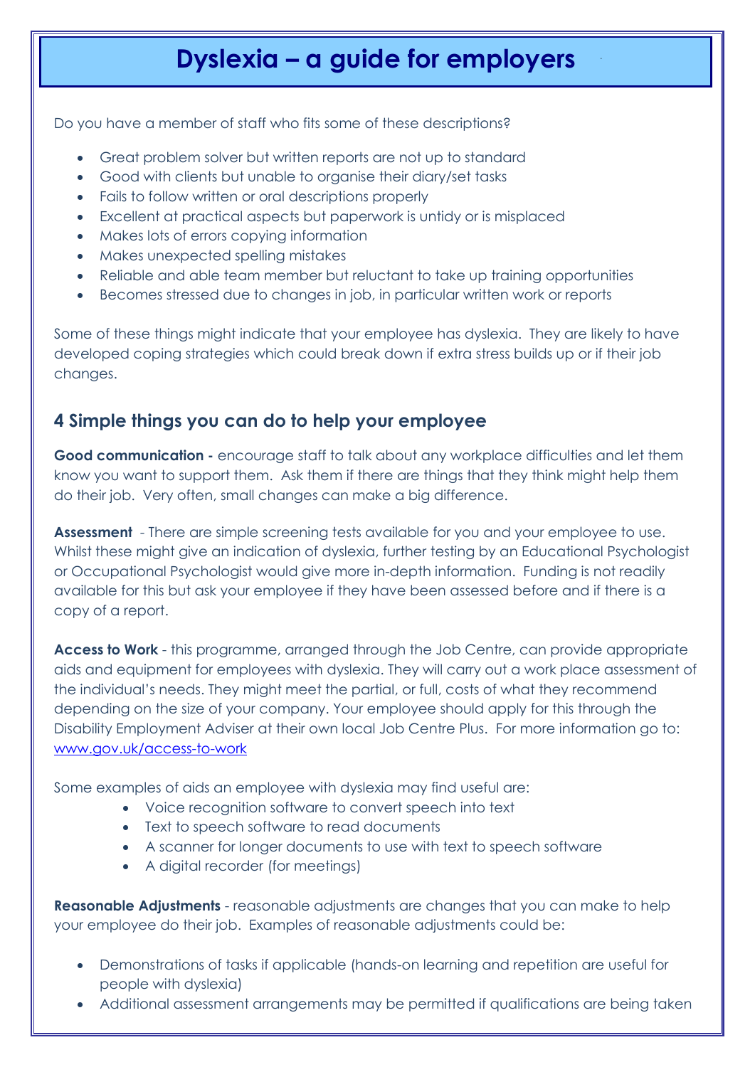# Dyslexia – a guide for employers

Do you have a member of staff who fits some of these descriptions?

- Great problem solver but written reports are not up to standard
- Good with clients but unable to organise their diary/set tasks
- Fails to follow written or oral descriptions properly
- Excellent at practical aspects but paperwork is untidy or is misplaced
- Makes lots of errors copying information
- Makes unexpected spelling mistakes
- Reliable and able team member but reluctant to take up training opportunities
- Becomes stressed due to changes in job, in particular written work or reports

Some of these things might indicate that your employee has dyslexia. They are likely to have developed coping strategies which could break down if extra stress builds up or if their job changes.

## 4 Simple things you can do to help your employee

**Good communication -** encourage staff to talk about any workplace difficulties and let them know you want to support them. Ask them if there are things that they think might help them do their job. Very often, small changes can make a big difference.

**Assessment** - There are simple screening tests available for you and your employee to use. Whilst these might give an indication of dyslexia, further testing by an Educational Psychologist or Occupational Psychologist would give more in-depth information. Funding is not readily available for this but ask your employee if they have been assessed before and if there is a copy of a report.

**Access to Work** - this programme, arranged through the Job Centre, can provide appropriate aids and equipment for employees with dyslexia. They will carry out a work place assessment of the individual's needs. They might meet the partial, or full, costs of what they recommend depending on the size of your company. Your employee should apply for this through the Disability Employment Adviser at their own local Job Centre Plus. For more information go to: [www.gov.uk/access-to-work](www.gov.uk/access-to-work)

Some examples of aids an employee with dyslexia may find useful are:

- Voice recognition software to convert speech into text
- Text to speech software to read documents
- A scanner for longer documents to use with text to speech software
- A digital recorder (for meetings)

**Reasonable Adjustments** - reasonable adjustments are changes that you can make to help your employee do their job. Examples of reasonable adjustments could be:

- Demonstrations of tasks if applicable (hands-on learning and repetition are useful for people with dyslexia)
- Additional assessment arrangements may be permitted if qualifications are being taken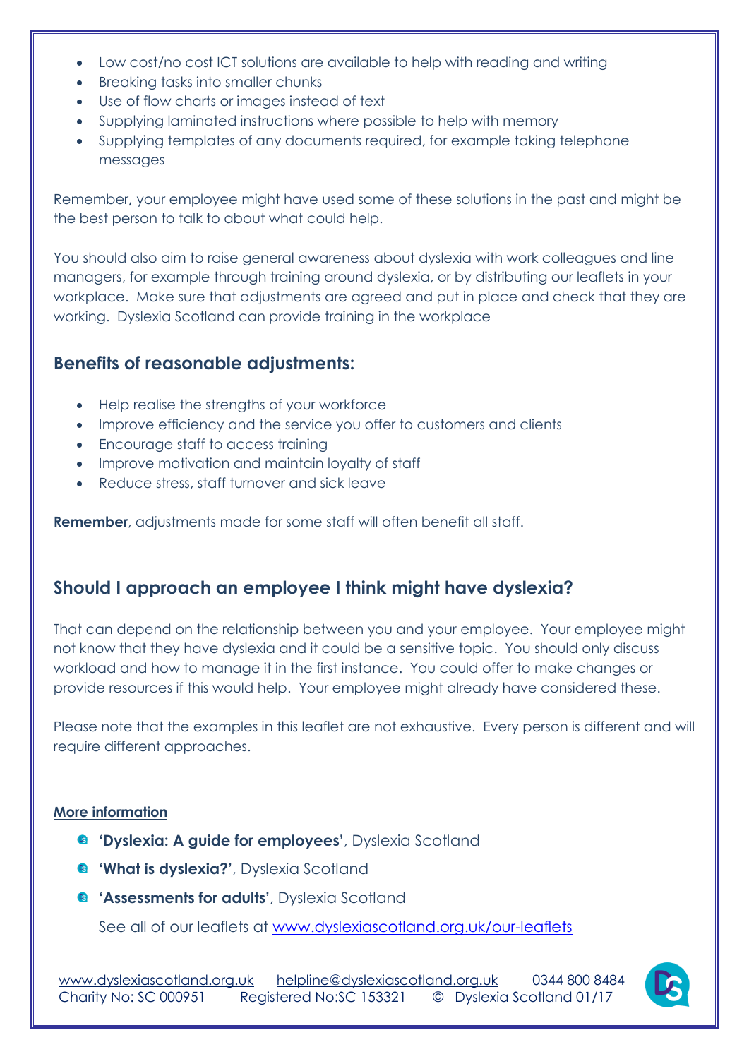- Low cost/no cost ICT solutions are available to help with reading and writing
- Breaking tasks into smaller chunks
- Use of flow charts or images instead of text
- Supplying laminated instructions where possible to help with memory
- Supplying templates of any documents required, for example taking telephone messages

Remember**,** your employee might have used some of these solutions in the past and might be the best person to talk to about what could help.

You should also aim to raise general awareness about dyslexia with work colleagues and line managers, for example through training around dyslexia, or by distributing our leaflets in your workplace. Make sure that adjustments are agreed and put in place and check that they are working. Dyslexia Scotland can provide training in the workplace

## Benefits of reasonable adjustments:

- Help realise the strengths of your workforce
- Improve efficiency and the service you offer to customers and clients
- Encourage staff to access training
- Improve motivation and maintain loyalty of staff
- Reduce stress, staff turnover and sick leave

**Remember**, adjustments made for some staff will often benefit all staff.

## Should I approach an employee I think might have dyslexia?

That can depend on the relationship between you and your employee. Your employee might not know that they have dyslexia and it could be a sensitive topic. You should only discuss workload and how to manage it in the first instance. You could offer to make changes or provide resources if this would help. Your employee might already have considered these.

Please note that the examples in this leaflet are not exhaustive. Every person is different and will require different approaches.

**More information**

- **'Dyslexia: A guide for employees'**, Dyslexia Scotland
- **'What is dyslexia?'**, Dyslexia Scotland
- **'Assessments for adults'**, Dyslexia Scotland

See all of our leaflets at www.dyslexiascotland.org.uk/our-leaflets

www.dyslexiascotland.org.uk helpline@dyslexiascotland.org.uk 0344 800 8484
Charity No: SC 000951 Registered No:SC 153321 © Dyslexia Scotland 01/17